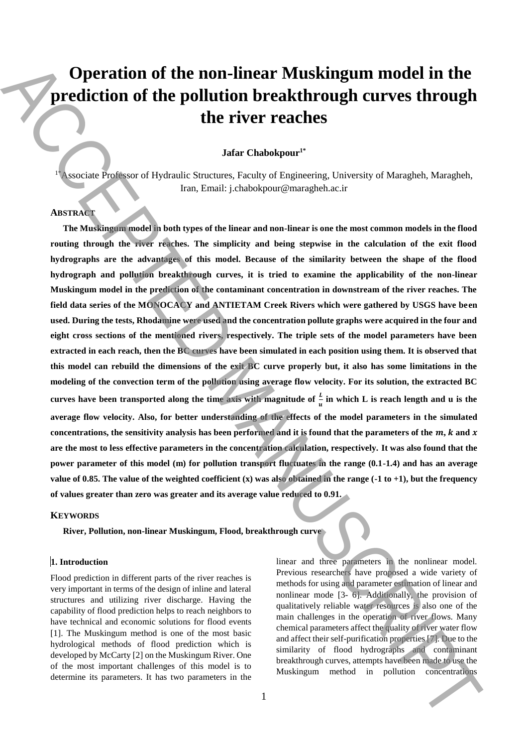# Operation of the non-linear Muskingum model in the prediction of the pollution breakthrough curves through the river reaches

**Jafar Chabokpour[1*]**

[1*] Associate Professor of Hydraulic Structures, Faculty of Engineering, University of Maragheh, Maragheh, Iran, Email: j.chabokpour@maragheh.ac.ir

## ABSTRACT

**The Muskingum model in both types of the linear and non-linear is one the most common models in the flood routing through the river reaches. The simplicity and being stepwise in the calculation of the exit flood hydrographs are the advantages of this model. Because of the similarity between the shape of the flood hydrograph and pollution breakthrough curves, it is tried to examine the applicability of the non-linear Muskingum model in the prediction of the contaminant concentration in downstream of the river reaches. The field data series of the MONOCACY and ANTIETAM Creek Rivers which were gathered by USGS have been used. During the tests, Rhodamine were used and the concentration pollute graphs were acquired in the four and eight cross sections of the mentioned rivers, respectively. The triple sets of the model parameters have been extracted in each reach, then the BC curves have been simulated in each position using them. It is observed that this model can rebuild the dimensions of the exit BC curve properly but, it also has some limitations in the modeling of the convection term of the pollution using average flow velocity. For its solution, the extracted BC curves have been transported along the time axis with magnitude of $\frac{L}{u}$ in which L is reach length and u is the average flow velocity. Also, for better understanding of the effects of the model parameters in the simulated concentrations, the sensitivity analysis has been performed and it is found that the parameters of the $m$, $k$ and $x$ are the most to less effective parameters in the concentration calculation, respectively. It was also found that the power parameter of this model (m) for pollution transport fluctuates in the range (0.1-1.4) and has an average value of 0.85. The value of the weighted coefficient (x) was also obtained in the range (-1 to +1), but the frequency of values greater than zero was greater and its average value reduced to 0.91.**

## KEYWORDS

**River, Pollution, non-linear Muskingum, Flood, breakthrough curve**

### 1. Introduction

Flood prediction in different parts of the river reaches is very important in terms of the design of inline and lateral structures and utilizing river discharge. Having the capability of flood prediction helps to reach neighbors to have technical and economic solutions for flood events [1]. The Muskingum method is one of the most basic hydrological methods of flood prediction which is developed by McCarty [2] on the Muskingum River. One of the most important challenges of this model is to determine its parameters. It has two parameters in the linear and three parameters in the nonlinear model. Previous researchers have proposed a wide variety of methods for using and parameter estimation of linear and nonlinear mode [3- 6]. Additionally, the provision of qualitatively reliable water resources is also one of the main challenges in the operation of river flows. Many chemical parameters affect the quality of river water flow and affect their self-purification properties [7]. Due to the similarity of flood hydrographs and contaminant breakthrough curves, attempts have been made to use the Muskingum method in pollution concentrations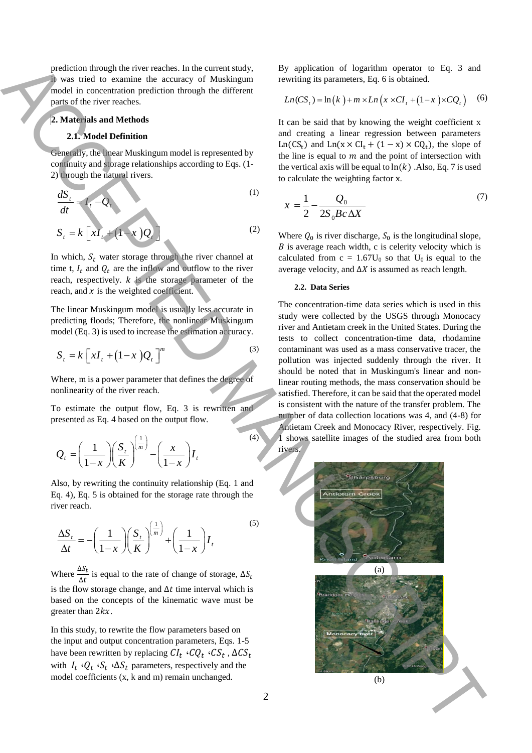prediction through the river reaches. In the current study, it was tried to examine the accuracy of Muskingum model in concentration prediction through the different parts of the river reaches.

## 2. Materials and Methods

### 2.1. Model Definition

Generally, the linear Muskingum model is represented by continuity and storage relationships according to Eqs. (1-2) through the natural rivers.

$$\frac{dS_t}{dt} = I_t - Q_t \tag{1}$$

$$S_t = k\left[xI_t + (1-x)Q_t\right] \tag{2}$$

In which, $S_t$ water storage through the river channel at time t, $I_t$ and $Q_t$ are the inflow and outflow to the river reach, respectively. $k$ is the storage parameter of the reach, and $x$ is the weighted coefficient.

The linear Muskingum model is usually less accurate in predicting floods; Therefore, the nonlinear Muskingum model (Eq. 3) is used to increase the estimation accuracy.

$$S_t = k\left[xI_t + (1-x)Q_t\right]^m \tag{3}$$

Where, m is a power parameter that defines the degree of nonlinearity of the river reach.

To estimate the output flow, Eq. 3 is rewritten and presented as Eq. 4 based on the output flow.

$$Q_t = \left(\frac{1}{1-x}\right)\left(\frac{S_t}{K}\right)^{\left(\frac{1}{m}\right)} - \left(\frac{x}{1-x}\right)I_t \tag{4}$$

Also, by rewriting the continuity relationship (Eq. 1 and Eq. 4), Eq. 5 is obtained for the storage rate through the river reach.

$$\frac{\Delta S_t}{\Delta t} = -\left(\frac{1}{1-x}\right)\left(\frac{S_t}{K}\right)^{\left(\frac{1}{m}\right)} + \left(\frac{1}{1-x}\right)I_t \tag{5}$$

Where $\frac{\Delta S_t}{\Delta t}$ is equal to the rate of change of storage, $\Delta S_t$ is the flow storage change, and $\Delta t$ time interval which is based on the concepts of the kinematic wave must be greater than $2kx$.

In this study, to rewrite the flow parameters based on the input and output concentration parameters, Eqs. 1-5 have been rewritten by replacing $CI_t$ ،$CQ_t$ ،$CS_t$ , $\Delta CS_t$ with $I_t$ ،$Q_t$ ،$S_t$ ،$\Delta S_t$ parameters, respectively and the model coefficients (x, k and m) remain unchanged.

By application of logarithm operator to Eq. 3 and rewriting its parameters, Eq. 6 is obtained.

$$Ln(CS_t) = \ln(k) + m \times Ln\left(x \times CI_t + (1-x) \times CQ_t\right) \tag{6}$$

It can be said that by knowing the weight coefficient x and creating a linear regression between parameters $\text{Ln}(\text{CS}_t)$ and $\text{Ln}(x \times \text{CI}_t + (1-x) \times \text{CQ}_t)$, the slope of the line is equal to $m$ and the point of intersection with the vertical axis will be equal to $\ln(k)$ .Also, Eq. 7 is used to calculate the weighting factor x.

$$x = \frac{1}{2} - \frac{Q_0}{2S_0 Bc\Delta X} \tag{7}$$

Where $Q_0$ is river discharge, $S_0$ is the longitudinal slope, $B$ is average reach width, c is celerity velocity which is calculated from $c = 1.67U_0$ so that $U_0$ is equal to the average velocity, and $\Delta X$ is assumed as reach length.

### 2.2. Data Series

The concentration-time data series which is used in this study were collected by the USGS through Monocacy river and Antietam creek in the United States. During the tests to collect concentration-time data, rhodamine contaminant was used as a mass conservative tracer, the pollution was injected suddenly through the river. It should be noted that in Muskingum's linear and non-linear routing methods, the mass conservation should be satisfied. Therefore, it can be said that the operated model is consistent with the nature of the transfer problem. The number of data collection locations was 4, and (4-8) for Antietam Creek and Monocacy River, respectively. Fig. 1 shows satellite images of the studied area from both rivers.

(a)

(b)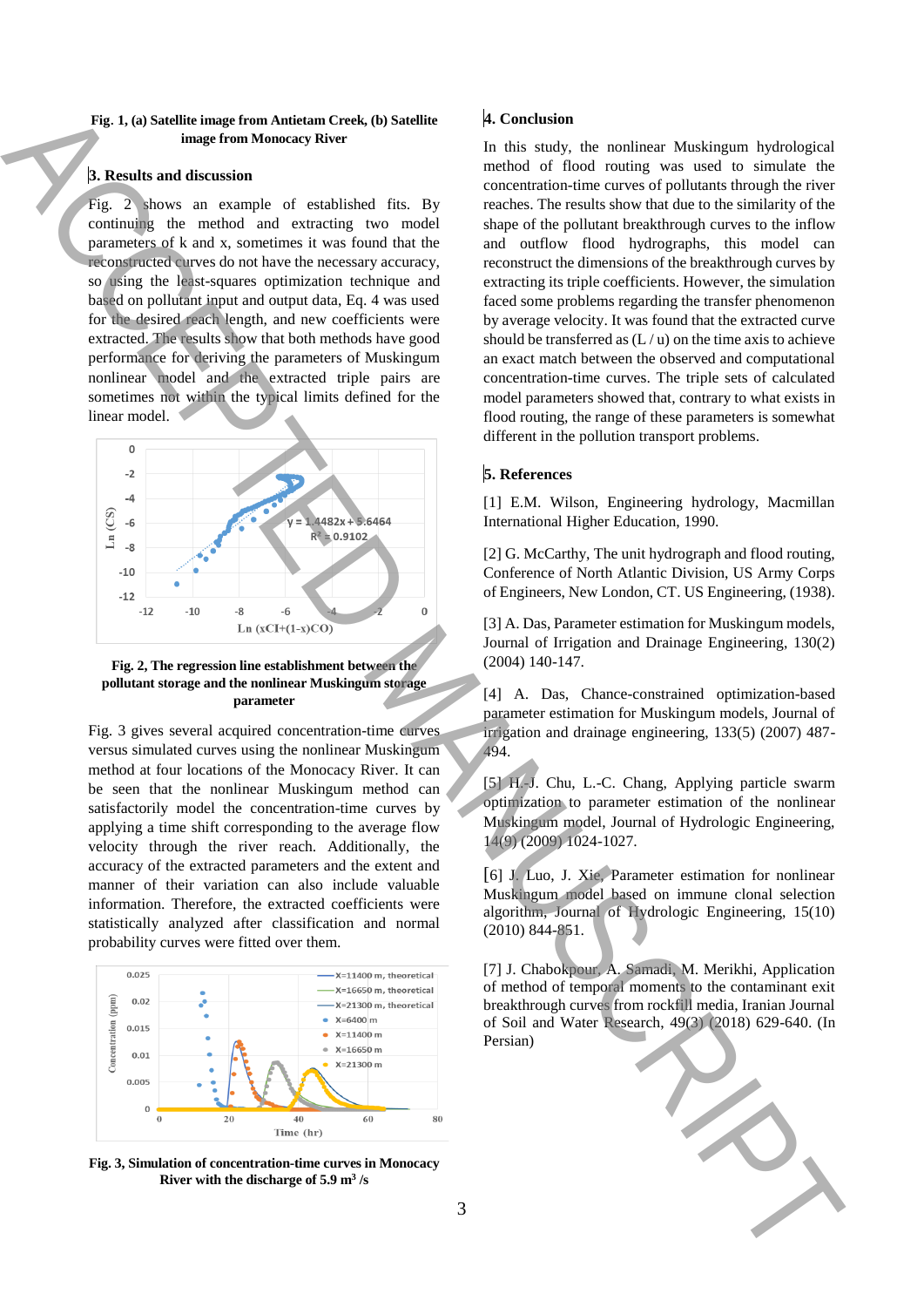**Fig. 1, (a) Satellite image from Antietam Creek, (b) Satellite image from Monocacy River**

## 3. Results and discussion

Fig. 2 shows an example of established fits. By continuing the method and extracting two model parameters of k and x, sometimes it was found that the reconstructed curves do not have the necessary accuracy, so using the least-squares optimization technique and based on pollutant input and output data, Eq. 4 was used for the desired reach length, and new coefficients were extracted. The results show that both methods have good performance for deriving the parameters of Muskingum nonlinear model and the extracted triple pairs are sometimes not within the typical limits defined for the linear model.

0
-2
-4
-6
-8
-10
-12
-12 -10 -8 -6 -4 -2 0
Ln (CS)
Ln (xCI+(1-x)CO)
y = 1.4482x + 5.6464
$R^2$ = 0.9102

**Fig. 2, The regression line establishment between the pollutant storage and the nonlinear Muskingum storage parameter**

Fig. 3 gives several acquired concentration-time curves versus simulated curves using the nonlinear Muskingum method at four locations of the Monocacy River. It can be seen that the nonlinear Muskingum method can satisfactorily model the concentration-time curves by applying a time shift corresponding to the average flow velocity through the river reach. Additionally, the accuracy of the extracted parameters and the extent and manner of their variation can also include valuable information. Therefore, the extracted coefficients were statistically analyzed after classification and normal probability curves were fitted over them.

0.025
0.02
0.015
0.01
0.005
0
0 20 40 60 80
Concentration (ppm)
Time (hr)
X=11400 m, theoretical
X=16650 m, theoretical
X=21300 m, theoretical
X=6400 m
X=11400 m
X=16650 m
X=21300 m

**Fig. 3, Simulation of concentration-time curves in Monocacy River with the discharge of 5.9 $m^3$ /s**

## 4. Conclusion

In this study, the nonlinear Muskingum hydrological method of flood routing was used to simulate the concentration-time curves of pollutants through the river reaches. The results show that due to the similarity of the shape of the pollutant breakthrough curves to the inflow and outflow flood hydrographs, this model can reconstruct the dimensions of the breakthrough curves by extracting its triple coefficients. However, the simulation faced some problems regarding the transfer phenomenon by average velocity. It was found that the extracted curve should be transferred as (L / u) on the time axis to achieve an exact match between the observed and computational concentration-time curves. The triple sets of calculated model parameters showed that, contrary to what exists in flood routing, the range of these parameters is somewhat different in the pollution transport problems.

## 5. References

[1] E.M. Wilson, Engineering hydrology, Macmillan International Higher Education, 1990.

[2] G. McCarthy, The unit hydrograph and flood routing, Conference of North Atlantic Division, US Army Corps of Engineers, New London, CT. US Engineering, (1938).

[3] A. Das, Parameter estimation for Muskingum models, Journal of Irrigation and Drainage Engineering, 130(2) (2004) 140-147.

[4] A. Das, Chance-constrained optimization-based parameter estimation for Muskingum models, Journal of irrigation and drainage engineering, 133(5) (2007) 487-494.

[5] H.-J. Chu, L.-C. Chang, Applying particle swarm optimization to parameter estimation of the nonlinear Muskingum model, Journal of Hydrologic Engineering, 14(9) (2009) 1024-1027.

[6] J. Luo, J. Xie, Parameter estimation for nonlinear Muskingum model based on immune clonal selection algorithm, Journal of Hydrologic Engineering, 15(10) (2010) 844-851.

[7] J. Chabokpour, A. Samadi, M. Merikhi, Application of method of temporal moments to the contaminant exit breakthrough curves from rockfill media, Iranian Journal of Soil and Water Research, 49(3) (2018) 629-640. (In Persian)